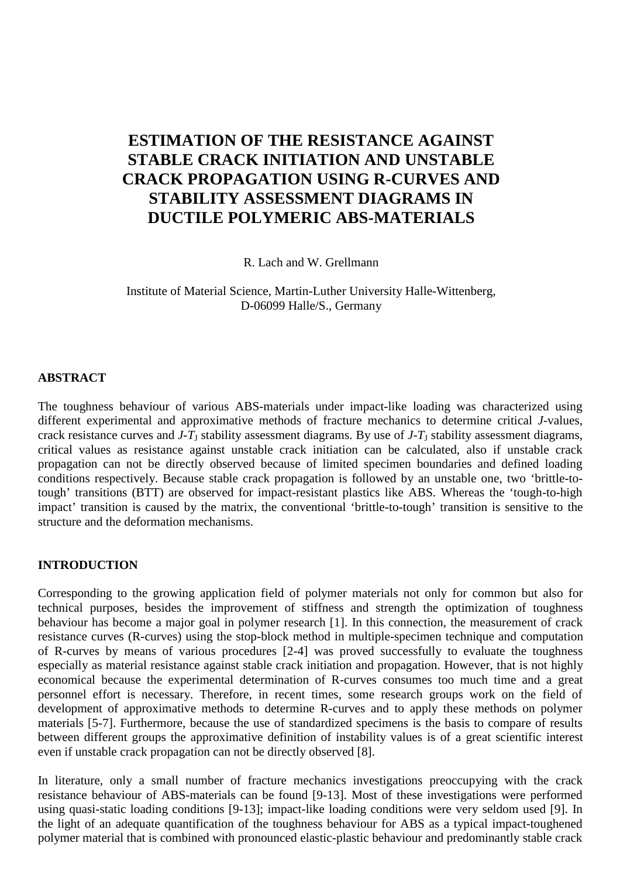# ESTIMATION OF THE RESISTANCE AGAINST STABLE CRACK INITIATION AND UNSTABLE CRACK PROPAGATION USING R-CURVES AND STABILITY ASSESSMENT DIAGRAMS IN DUCTILE POLYMERIC ABS-MATERIALS

R. Lach and W. Grellmann

Institute of Material Science, Martin-Luther University Halle-Wittenberg,
D-06099 Halle/S., Germany

## ABSTRACT

The toughness behaviour of various ABS-materials under impact-like loading was characterized using different experimental and approximative methods of fracture mechanics to determine critical *J*-values, crack resistance curves and $J$-$T_J$ stability assessment diagrams. By use of $J$-$T_J$ stability assessment diagrams, critical values as resistance against unstable crack initiation can be calculated, also if unstable crack propagation can not be directly observed because of limited specimen boundaries and defined loading conditions respectively. Because stable crack propagation is followed by an unstable one, two 'brittle-to-tough' transitions (BTT) are observed for impact-resistant plastics like ABS. Whereas the 'tough-to-high impact' transition is caused by the matrix, the conventional 'brittle-to-tough' transition is sensitive to the structure and the deformation mechanisms.

## INTRODUCTION

Corresponding to the growing application field of polymer materials not only for common but also for technical purposes, besides the improvement of stiffness and strength the optimization of toughness behaviour has become a major goal in polymer research [1]. In this connection, the measurement of crack resistance curves (R-curves) using the stop-block method in multiple-specimen technique and computation of R-curves by means of various procedures [2-4] was proved successfully to evaluate the toughness especially as material resistance against stable crack initiation and propagation. However, that is not highly economical because the experimental determination of R-curves consumes too much time and a great personnel effort is necessary. Therefore, in recent times, some research groups work on the field of development of approximative methods to determine R-curves and to apply these methods on polymer materials [5-7]. Furthermore, because the use of standardized specimens is the basis to compare of results between different groups the approximative definition of instability values is of a great scientific interest even if unstable crack propagation can not be directly observed [8].

In literature, only a small number of fracture mechanics investigations preoccupying with the crack resistance behaviour of ABS-materials can be found [9-13]. Most of these investigations were performed using quasi-static loading conditions [9-13]; impact-like loading conditions were very seldom used [9]. In the light of an adequate quantification of the toughness behaviour for ABS as a typical impact-toughened polymer material that is combined with pronounced elastic-plastic behaviour and predominantly stable crack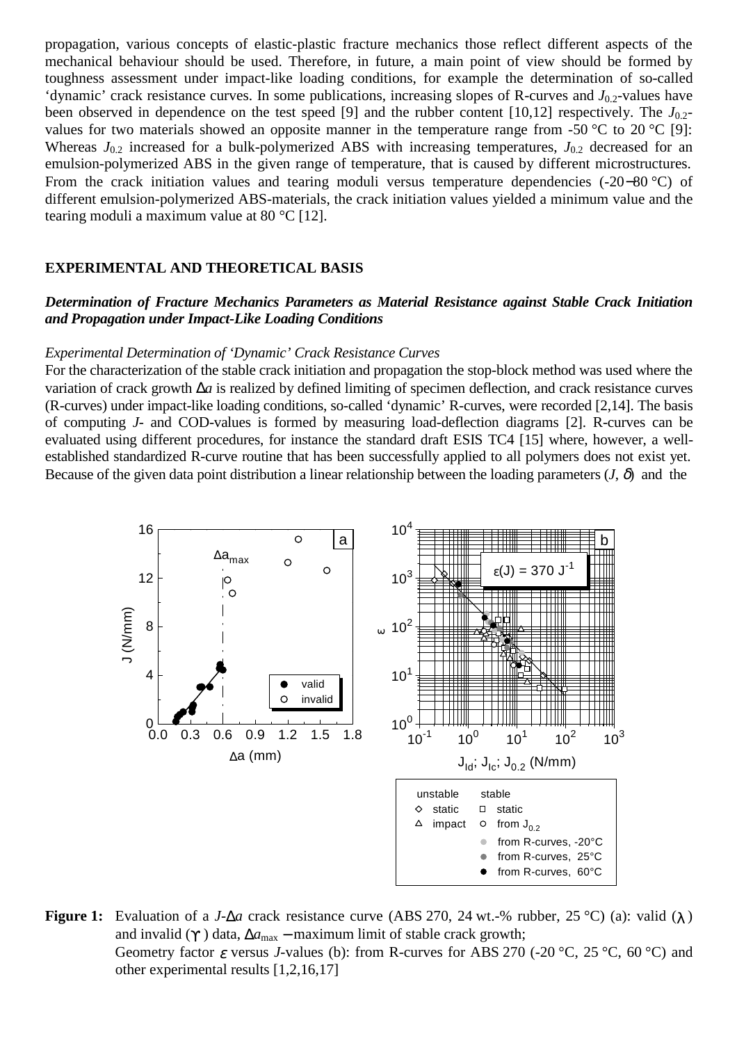propagation, various concepts of elastic-plastic fracture mechanics those reflect different aspects of the mechanical behaviour should be used. Therefore, in future, a main point of view should be formed by toughness assessment under impact-like loading conditions, for example the determination of so-called 'dynamic' crack resistance curves. In some publications, increasing slopes of R-curves and $J_{0.2}$-values have been observed in dependence on the test speed [9] and the rubber content [10,12] respectively. The $J_{0.2}$-values for two materials showed an opposite manner in the temperature range from -50 °C to 20 °C [9]: Whereas $J_{0.2}$ increased for a bulk-polymerized ABS with increasing temperatures, $J_{0.2}$ decreased for an emulsion-polymerized ABS in the given range of temperature, that is caused by different microstructures. From the crack initiation values and tearing moduli versus temperature dependencies (-20−80 °C) of different emulsion-polymerized ABS-materials, the crack initiation values yielded a minimum value and the tearing moduli a maximum value at 80 °C [12].

## EXPERIMENTAL AND THEORETICAL BASIS

### *Determination of Fracture Mechanics Parameters as Material Resistance against Stable Crack Initiation and Propagation under Impact-Like Loading Conditions*

*Experimental Determination of 'Dynamic' Crack Resistance Curves*

For the characterization of the stable crack initiation and propagation the stop-block method was used where the variation of crack growth $\Delta a$ is realized by defined limiting of specimen deflection, and crack resistance curves (R-curves) under impact-like loading conditions, so-called 'dynamic' R-curves, were recorded [2,14]. The basis of computing *J*- and COD-values is formed by measuring load-deflection diagrams [2]. R-curves can be evaluated using different procedures, for instance the standard draft ESIS TC4 [15] where, however, a well-established standardized R-curve routine that has been successfully applied to all polymers does not exist yet. Because of the given data point distribution a linear relationship between the loading parameters ($J$, $\delta$) and the

**Figure 1:** Evaluation of a $J$-$\Delta a$ crack resistance curve (ABS 270, 24 wt.-% rubber, 25 °C) (a): valid (●) and invalid (○) data, $\Delta a_{max}$ − maximum limit of stable crack growth;
Geometry factor $\varepsilon$ versus *J*-values (b): from R-curves for ABS 270 (-20 °C, 25 °C, 60 °C) and other experimental results [1,2,16,17]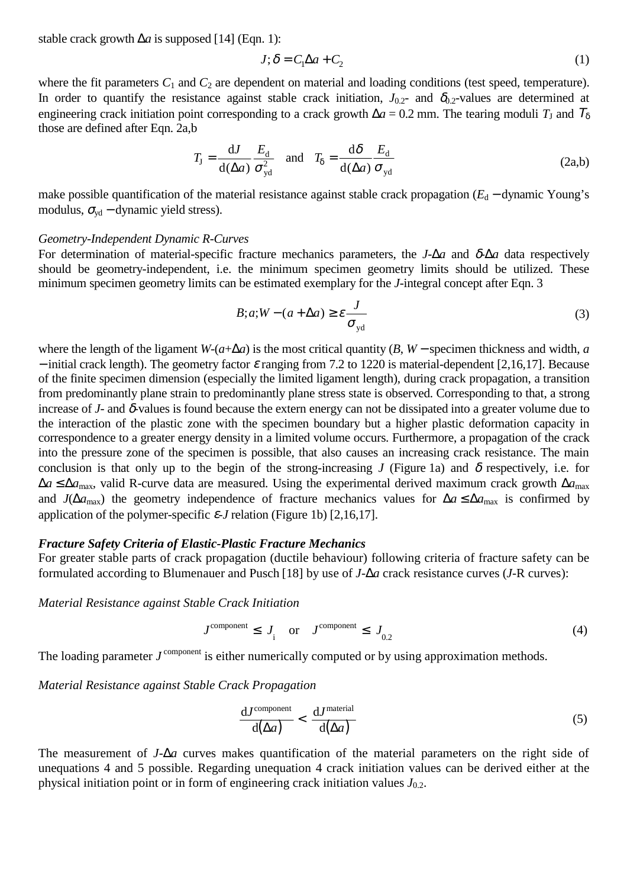stable crack growth $\Delta a$ is supposed [14] (Eqn. 1):

$$J; \delta = C_1 \Delta a + C_2 \tag{1}$$

where the fit parameters $C_1$ and $C_2$ are dependent on material and loading conditions (test speed, temperature). In order to quantify the resistance against stable crack initiation, $J_{0.2}$- and $\delta_{0.2}$-values are determined at engineering crack initiation point corresponding to a crack growth $\Delta a$ = 0.2 mm. The tearing moduli $T_J$ and $T_\delta$ those are defined after Eqn. 2a,b

$$T_J = \frac{dJ}{d(\Delta a)} \frac{E_d}{\sigma_{yd}^2} \quad \text{and} \quad T_\delta = \frac{d\delta}{d(\Delta a)} \frac{E_d}{\sigma_{yd}} \tag{2a,b}$$

make possible quantification of the material resistance against stable crack propagation ($E_d$ − dynamic Young's modulus, $\sigma_{yd}$ − dynamic yield stress).

*Geometry-Independent Dynamic R-Curves*

For determination of material-specific fracture mechanics parameters, the $J$-$\Delta a$ and $\delta$-$\Delta a$ data respectively should be geometry-independent, i.e. the minimum specimen geometry limits should be utilized. These minimum specimen geometry limits can be estimated exemplary for the $J$-integral concept after Eqn. 3

$$B; a; W - (a + \Delta a) \geq \varepsilon \frac{J}{\sigma_{yd}} \tag{3}$$

where the length of the ligament $W$-($a$+$\Delta a$) is the most critical quantity ($B$, $W$ − specimen thickness and width, $a$ − initial crack length). The geometry factor $\varepsilon$ ranging from 7.2 to 1220 is material-dependent [2,16,17]. Because of the finite specimen dimension (especially the limited ligament length), during crack propagation, a transition from predominantly plane strain to predominantly plane stress state is observed. Corresponding to that, a strong increase of $J$- and $\delta$-values is found because the extern energy can not be dissipated into a greater volume due to the interaction of the plastic zone with the specimen boundary but a higher plastic deformation capacity in correspondence to a greater energy density in a limited volume occurs. Furthermore, a propagation of the crack into the pressure zone of the specimen is possible, that also causes an increasing crack resistance. The main conclusion is that only up to the begin of the strong-increasing $J$ (Figure 1a) and $\delta$ respectively, i.e. for $\Delta a \leq \Delta a_{max}$, valid R-curve data are measured. Using the experimental derived maximum crack growth $\Delta a_{max}$ and $J(\Delta a_{max})$ the geometry independence of fracture mechanics values for $\Delta a \leq \Delta a_{max}$ is confirmed by application of the polymer-specific $\varepsilon$-$J$ relation (Figure 1b) [2,16,17].

***Fracture Safety Criteria of Elastic-Plastic Fracture Mechanics***

For greater stable parts of crack propagation (ductile behaviour) following criteria of fracture safety can be formulated according to Blumenauer and Pusch [18] by use of $J$-$\Delta a$ crack resistance curves ($J$-R curves):

*Material Resistance against Stable Crack Initiation*

$$J^{\text{component}} \leq J_i \quad \text{or} \quad J^{\text{component}} \leq J_{0.2} \tag{4}$$

The loading parameter $J^{\text{component}}$ is either numerically computed or by using approximation methods.

*Material Resistance against Stable Crack Propagation*

$$\frac{dJ^{\text{component}}}{d(\Delta a)} < \frac{dJ^{\text{material}}}{d(\Delta a)} \tag{5}$$

The measurement of $J$-$\Delta a$ curves makes quantification of the material parameters on the right side of unequations 4 and 5 possible. Regarding unequation 4 crack initiation values can be derived either at the physical initiation point or in form of engineering crack initiation values $J_{0.2}$.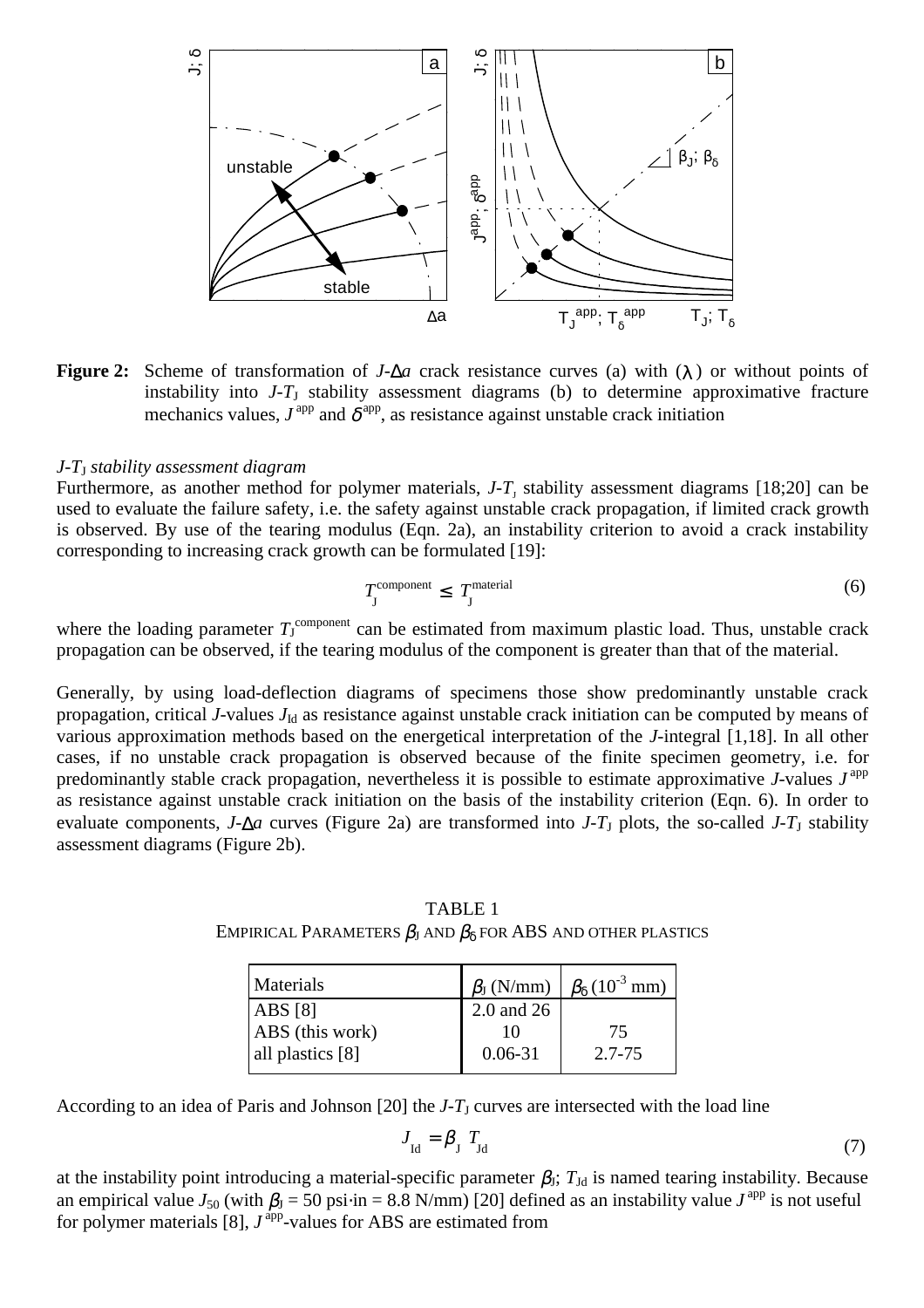**Figure 2:** Scheme of transformation of $J$-$\Delta a$ crack resistance curves (a) with ($\lambda$) or without points of instability into $J$-$T_J$ stability assessment diagrams (b) to determine approximative fracture mechanics values, $J^{app}$ and $\delta^{app}$, as resistance against unstable crack initiation

*$J$-$T_J$ stability assessment diagram*

Furthermore, as another method for polymer materials, $J$-$T_J$ stability assessment diagrams [18;20] can be used to evaluate the failure safety, i.e. the safety against unstable crack propagation, if limited crack growth is observed. By use of the tearing modulus (Eqn. 2a), an instability criterion to avoid a crack instability corresponding to increasing crack growth can be formulated [19]:

$$T_J^{\text{component}} \leq T_J^{\text{material}} \tag{6}$$

where the loading parameter $T_J^{\text{component}}$ can be estimated from maximum plastic load. Thus, unstable crack propagation can be observed, if the tearing modulus of the component is greater than that of the material.

Generally, by using load-deflection diagrams of specimens those show predominantly unstable crack propagation, critical $J$-values $J_{Id}$ as resistance against unstable crack initiation can be computed by means of various approximation methods based on the energetical interpretation of the $J$-integral [1,18]. In all other cases, if no unstable crack propagation is observed because of the finite specimen geometry, i.e. for predominantly stable crack propagation, nevertheless it is possible to estimate approximative $J$-values $J^{app}$ as resistance against unstable crack initiation on the basis of the instability criterion (Eqn. 6). In order to evaluate components, $J$-$\Delta a$ curves (Figure 2a) are transformed into $J$-$T_J$ plots, the so-called $J$-$T_J$ stability assessment diagrams (Figure 2b).

TABLE 1
EMPIRICAL PARAMETERS $\beta_J$ AND $\beta_\delta$ FOR ABS AND OTHER PLASTICS

| Materials | $\beta_J$ (N/mm) | $\beta_\delta$ ($10^{-3}$ mm) |
|---|---|---|
| ABS [8] | 2.0 and 26 | |
| ABS (this work) | 10 | 75 |
| all plastics [8] | 0.06-31 | 2.7-75 |

According to an idea of Paris and Johnson [20] the $J$-$T_J$ curves are intersected with the load line

$$J_{Id} = \beta_J \; T_{Jd} \tag{7}$$

at the instability point introducing a material-specific parameter $\beta_J$; $T_{Jd}$ is named tearing instability. Because an empirical value $J_{50}$ (with $\beta_J$ = 50 psi·in = 8.8 N/mm) [20] defined as an instability value $J^{app}$ is not useful for polymer materials [8], $J^{app}$-values for ABS are estimated from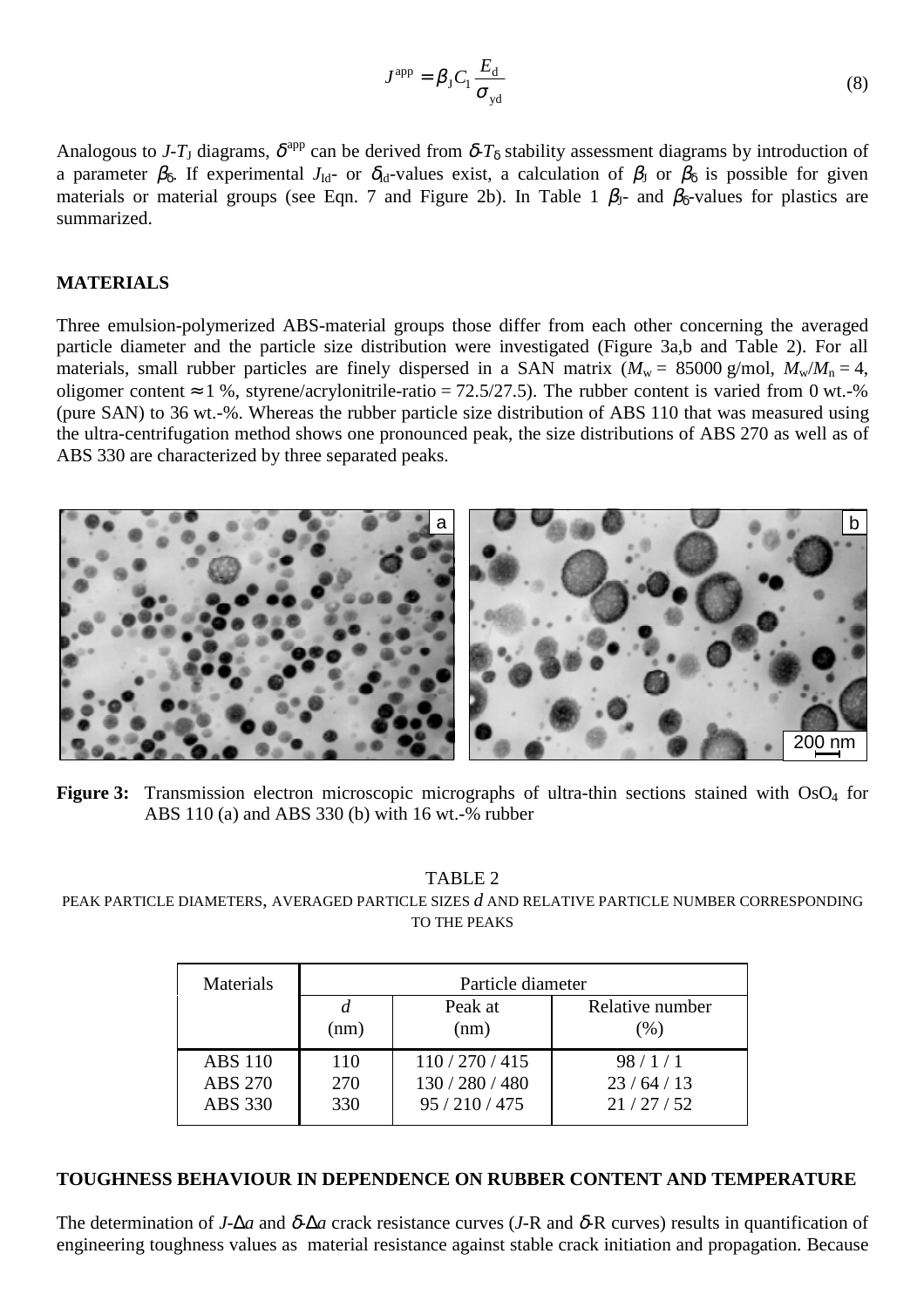$$J^{\text{app}} = \beta_J C_1 \frac{E_d}{\sigma_{yd}} \tag{8}$$

Analogous to $J$-$T_J$ diagrams, $\delta^{\text{app}}$ can be derived from $\delta$-$T_\delta$ stability assessment diagrams by introduction of a parameter $\beta_\delta$. If experimental $J_{Id}$- or $\delta_{Id}$-values exist, a calculation of $\beta_J$ or $\beta_\delta$ is possible for given materials or material groups (see Eqn. 7 and Figure 2b). In Table 1 $\beta_J$- and $\beta_\delta$-values for plastics are summarized.

## MATERIALS

Three emulsion-polymerized ABS-material groups those differ from each other concerning the averaged particle diameter and the particle size distribution were investigated (Figure 3a,b and Table 2). For all materials, small rubber particles are finely dispersed in a SAN matrix ($M_w$ = 85000 g/mol, $M_w/M_n = 4$, oligomer content ≈ 1 %, styrene/acrylonitrile-ratio = 72.5/27.5). The rubber content is varied from 0 wt.-% (pure SAN) to 36 wt.-%. Whereas the rubber particle size distribution of ABS 110 that was measured using the ultra-centrifugation method shows one pronounced peak, the size distributions of ABS 270 as well as of ABS 330 are characterized by three separated peaks.

**Figure 3:** Transmission electron microscopic micrographs of ultra-thin sections stained with $OsO_4$ for ABS 110 (a) and ABS 330 (b) with 16 wt.-% rubber

TABLE 2
PEAK PARTICLE DIAMETERS, AVERAGED PARTICLE SIZES $d$ AND RELATIVE PARTICLE NUMBER CORRESPONDING TO THE PEAKS

| Materials | Particle diameter | | |
|---|---|---|---|
| | $d$ (nm) | Peak at (nm) | Relative number (%) |
| ABS 110 | 110 | 110 / 270 / 415 | 98 / 1 / 1 |
| ABS 270 | 270 | 130 / 280 / 480 | 23 / 64 / 13 |
| ABS 330 | 330 | 95 / 210 / 475 | 21 / 27 / 52 |

## TOUGHNESS BEHAVIOUR IN DEPENDENCE ON RUBBER CONTENT AND TEMPERATURE

The determination of $J$-$\Delta a$ and $\delta$-$\Delta a$ crack resistance curves ($J$-R and $\delta$-R curves) results in quantification of engineering toughness values as material resistance against stable crack initiation and propagation. Because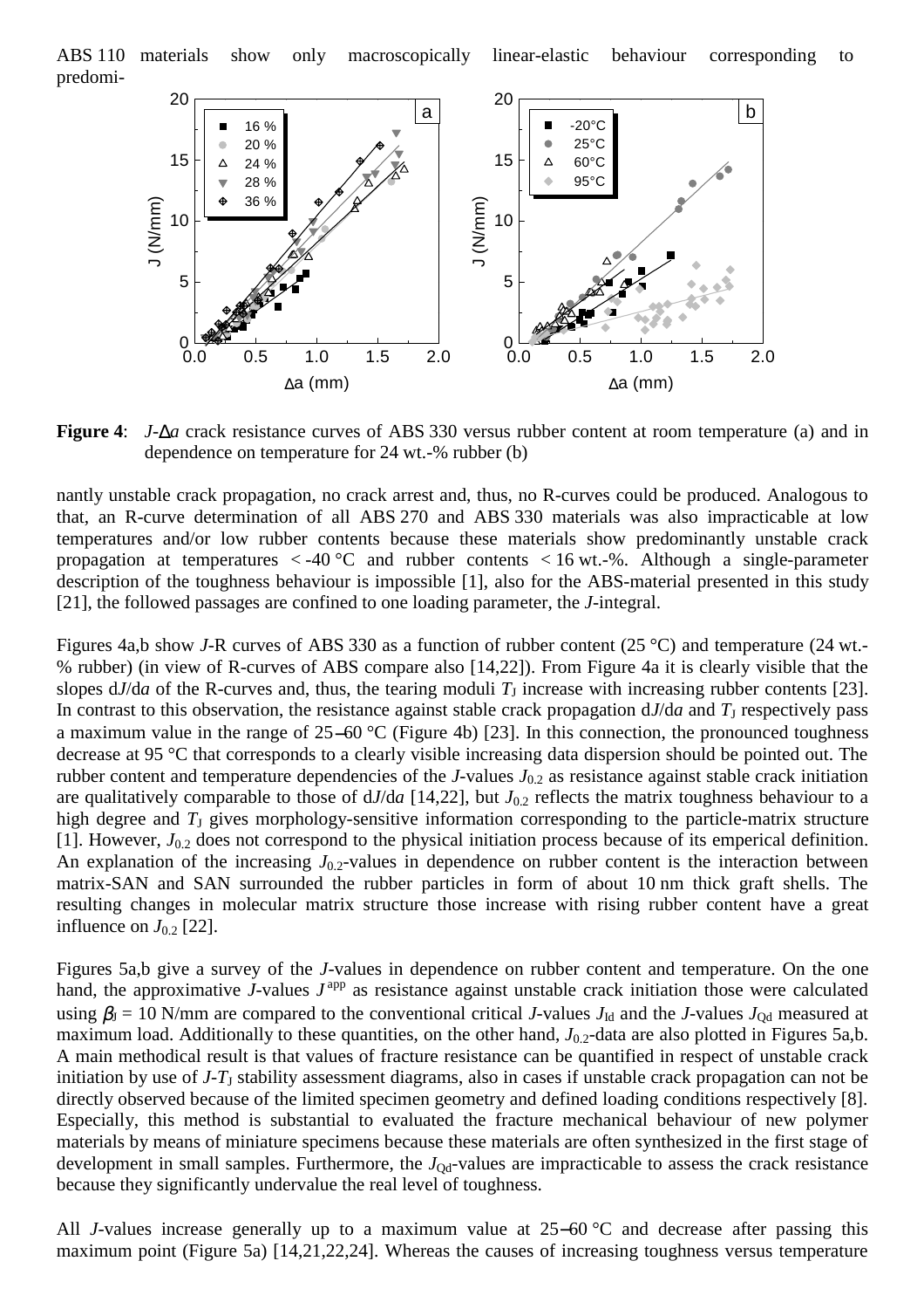ABS 110 materials show only macroscopically linear-elastic behaviour corresponding to predomi-

**Figure 4**: $J$-$\Delta a$ crack resistance curves of ABS 330 versus rubber content at room temperature (a) and in dependence on temperature for 24 wt.-% rubber (b)

nantly unstable crack propagation, no crack arrest and, thus, no R-curves could be produced. Analogous to that, an R-curve determination of all ABS 270 and ABS 330 materials was also impracticable at low temperatures and/or low rubber contents because these materials show predominantly unstable crack propagation at temperatures < -40 °C and rubber contents < 16 wt.-%. Although a single-parameter description of the toughness behaviour is impossible [1], also for the ABS-material presented in this study [21], the followed passages are confined to one loading parameter, the $J$-integral.

Figures 4a,b show $J$-R curves of ABS 330 as a function of rubber content (25 °C) and temperature (24 wt.-% rubber) (in view of R-curves of ABS compare also [14,22]). From Figure 4a it is clearly visible that the slopes d$J$/d$a$ of the R-curves and, thus, the tearing moduli $T_J$ increase with increasing rubber contents [23]. In contrast to this observation, the resistance against stable crack propagation d$J$/d$a$ and $T_J$ respectively pass a maximum value in the range of 25–60 °C (Figure 4b) [23]. In this connection, the pronounced toughness decrease at 95 °C that corresponds to a clearly visible increasing data dispersion should be pointed out. The rubber content and temperature dependencies of the $J$-values $J_{0.2}$ as resistance against stable crack initiation are qualitatively comparable to those of d$J$/d$a$ [14,22], but $J_{0.2}$ reflects the matrix toughness behaviour to a high degree and $T_J$ gives morphology-sensitive information corresponding to the particle-matrix structure [1]. However, $J_{0.2}$ does not correspond to the physical initiation process because of its emperical definition. An explanation of the increasing $J_{0.2}$-values in dependence on rubber content is the interaction between matrix-SAN and SAN surrounded the rubber particles in form of about 10 nm thick graft shells. The resulting changes in molecular matrix structure those increase with rising rubber content have a great influence on $J_{0.2}$ [22].

Figures 5a,b give a survey of the $J$-values in dependence on rubber content and temperature. On the one hand, the approximative $J$-values $J^{app}$ as resistance against unstable crack initiation those were calculated using $\beta_J = 10$ N/mm are compared to the conventional critical $J$-values $J_{Id}$ and the $J$-values $J_{Qd}$ measured at maximum load. Additionally to these quantities, on the other hand, $J_{0.2}$-data are also plotted in Figures 5a,b. A main methodical result is that values of fracture resistance can be quantified in respect of unstable crack initiation by use of $J$-$T_J$ stability assessment diagrams, also in cases if unstable crack propagation can not be directly observed because of the limited specimen geometry and defined loading conditions respectively [8]. Especially, this method is substantial to evaluated the fracture mechanical behaviour of new polymer materials by means of miniature specimens because these materials are often synthesized in the first stage of development in small samples. Furthermore, the $J_{Qd}$-values are impracticable to assess the crack resistance because they significantly undervalue the real level of toughness.

All $J$-values increase generally up to a maximum value at 25–60 °C and decrease after passing this maximum point (Figure 5a) [14,21,22,24]. Whereas the causes of increasing toughness versus temperature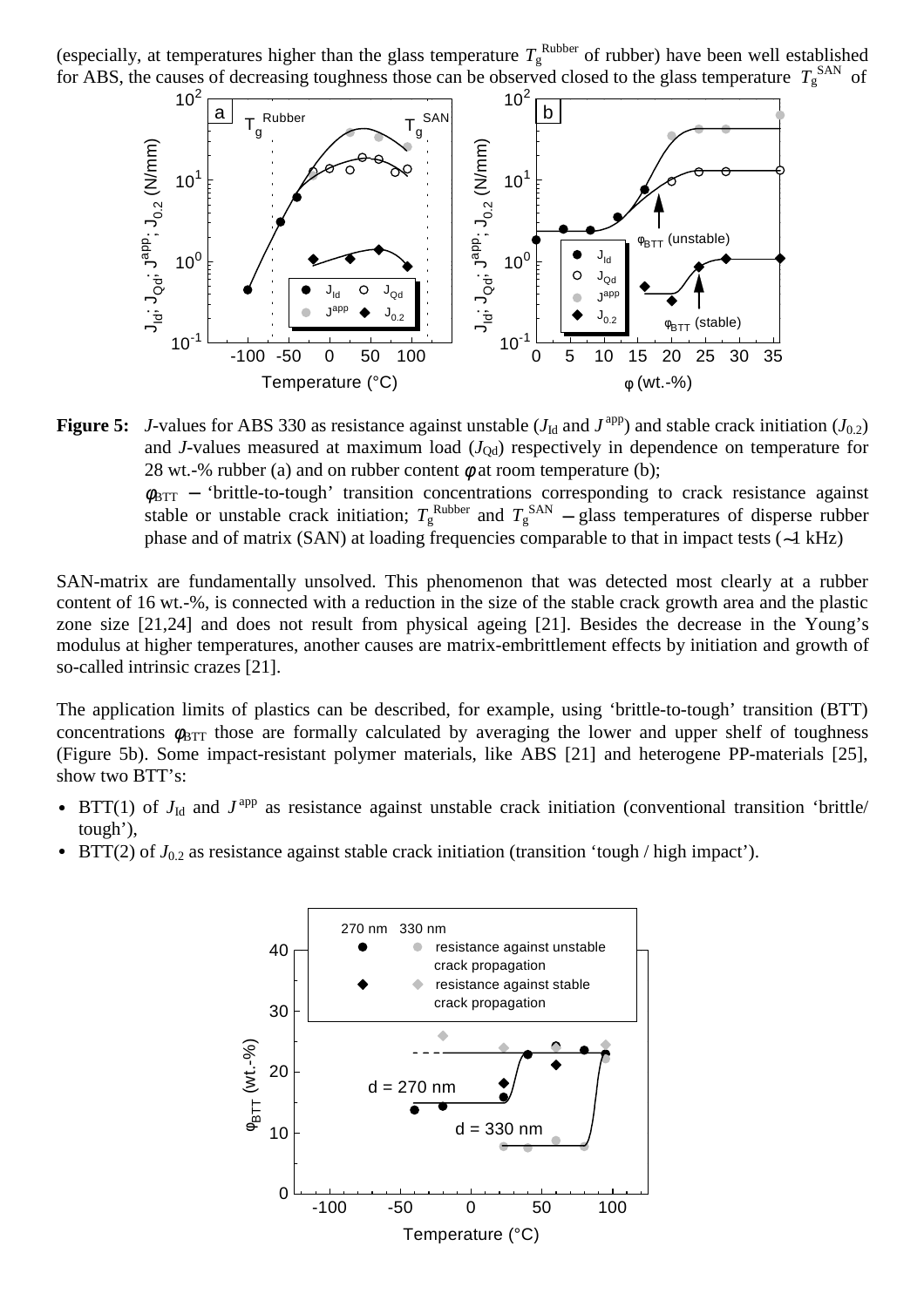(especially, at temperatures higher than the glass temperature $T_g^{\text{Rubber}}$ of rubber) have been well established for ABS, the causes of decreasing toughness those can be observed closed to the glass temperature $T_g^{\text{SAN}}$ of

**Figure 5:** *J*-values for ABS 330 as resistance against unstable ($J_{\text{Id}}$ and $J^{\text{app}}$) and stable crack initiation ($J_{0.2}$) and *J*-values measured at maximum load ($J_{\text{Qd}}$) respectively in dependence on temperature for 28 wt.-% rubber (a) and on rubber content $\phi$ at room temperature (b);
$\phi_{\text{BTT}}$ – 'brittle-to-tough' transition concentrations corresponding to crack resistance against stable or unstable crack initiation; $T_g^{\text{Rubber}}$ and $T_g^{\text{SAN}}$ – glass temperatures of disperse rubber phase and of matrix (SAN) at loading frequencies comparable to that in impact tests (∼1 kHz)

SAN-matrix are fundamentally unsolved. This phenomenon that was detected most clearly at a rubber content of 16 wt.-%, is connected with a reduction in the size of the stable crack growth area and the plastic zone size [21,24] and does not result from physical ageing [21]. Besides the decrease in the Young's modulus at higher temperatures, another causes are matrix-embrittlement effects by initiation and growth of so-called intrinsic crazes [21].

The application limits of plastics can be described, for example, using 'brittle-to-tough' transition (BTT) concentrations $\phi_{\text{BTT}}$ those are formally calculated by averaging the lower and upper shelf of toughness (Figure 5b). Some impact-resistant polymer materials, like ABS [21] and heterogene PP-materials [25], show two BTT's:

- BTT(1) of $J_{\text{Id}}$ and $J^{\text{app}}$ as resistance against unstable crack initiation (conventional transition 'brittle/ tough'),
- BTT(2) of $J_{0.2}$ as resistance against stable crack initiation (transition 'tough / high impact').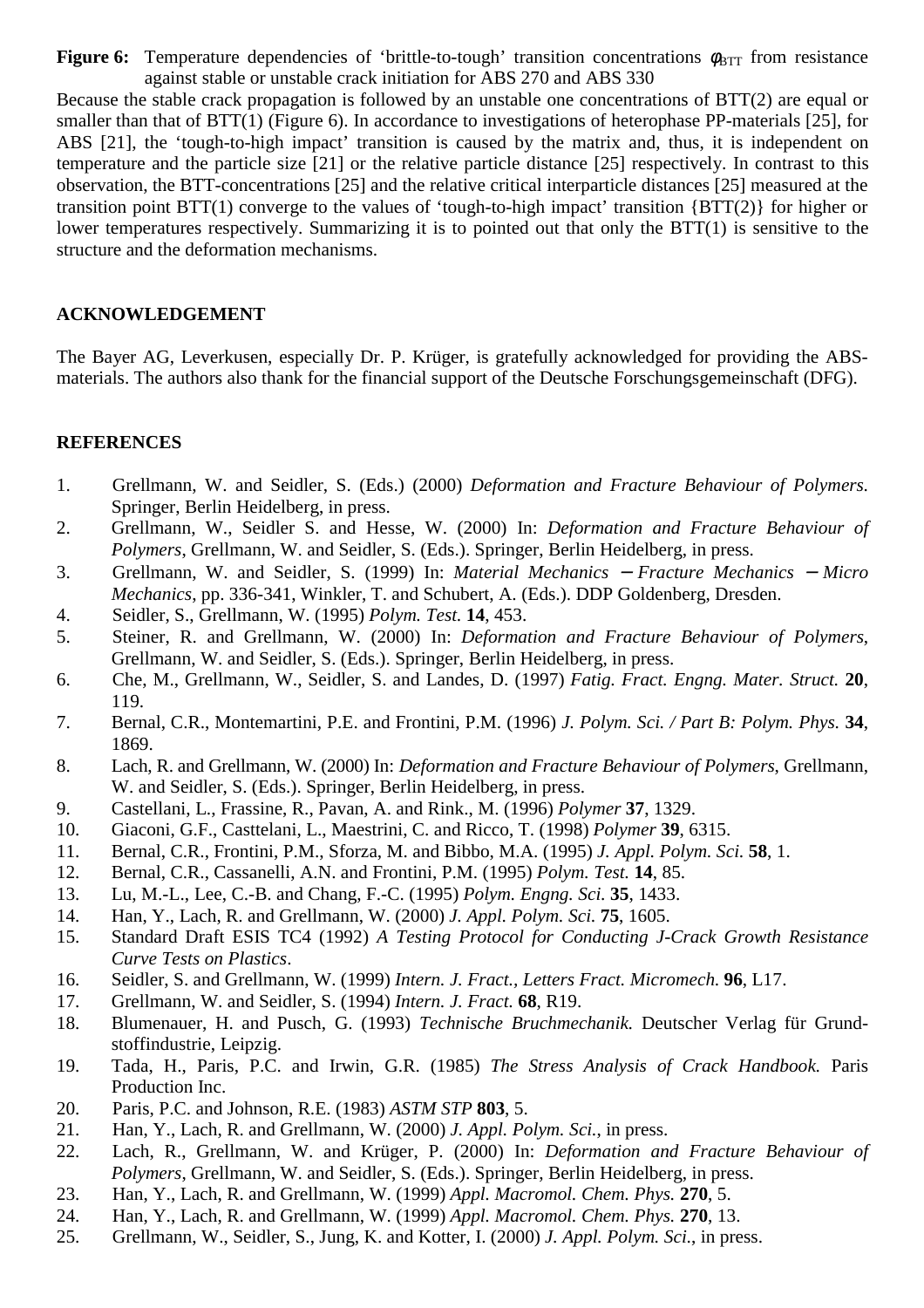**Figure 6:** Temperature dependencies of 'brittle-to-tough' transition concentrations $\phi_{BTT}$ from resistance against stable or unstable crack initiation for ABS 270 and ABS 330

Because the stable crack propagation is followed by an unstable one concentrations of BTT(2) are equal or smaller than that of BTT(1) (Figure 6). In accordance to investigations of heterophase PP-materials [25], for ABS [21], the 'tough-to-high impact' transition is caused by the matrix and, thus, it is independent on temperature and the particle size [21] or the relative particle distance [25] respectively. In contrast to this observation, the BTT-concentrations [25] and the relative critical interparticle distances [25] measured at the transition point BTT(1) converge to the values of 'tough-to-high impact' transition {BTT(2)} for higher or lower temperatures respectively. Summarizing it is to pointed out that only the BTT(1) is sensitive to the structure and the deformation mechanisms.

## ACKNOWLEDGEMENT

The Bayer AG, Leverkusen, especially Dr. P. Krüger, is gratefully acknowledged for providing the ABS-materials. The authors also thank for the financial support of the Deutsche Forschungsgemeinschaft (DFG).

## REFERENCES

1. Grellmann, W. and Seidler, S. (Eds.) (2000) *Deformation and Fracture Behaviour of Polymers.* Springer, Berlin Heidelberg, in press.
2. Grellmann, W., Seidler S. and Hesse, W. (2000) In: *Deformation and Fracture Behaviour of Polymers*, Grellmann, W. and Seidler, S. (Eds.). Springer, Berlin Heidelberg, in press.
3. Grellmann, W. and Seidler, S. (1999) In: *Material Mechanics − Fracture Mechanics − Micro Mechanics*, pp. 336-341, Winkler, T. and Schubert, A. (Eds.). DDP Goldenberg, Dresden.
4. Seidler, S., Grellmann, W. (1995) *Polym. Test.* **14**, 453.
5. Steiner, R. and Grellmann, W. (2000) In: *Deformation and Fracture Behaviour of Polymers*, Grellmann, W. and Seidler, S. (Eds.). Springer, Berlin Heidelberg, in press.
6. Che, M., Grellmann, W., Seidler, S. and Landes, D. (1997) *Fatig. Fract. Engng. Mater. Struct.* **20**, 119.
7. Bernal, C.R., Montemartini, P.E. and Frontini, P.M. (1996) *J. Polym. Sci. / Part B: Polym. Phys.* **34**, 1869.
8. Lach, R. and Grellmann, W. (2000) In: *Deformation and Fracture Behaviour of Polymers*, Grellmann, W. and Seidler, S. (Eds.). Springer, Berlin Heidelberg, in press.
9. Castellani, L., Frassine, R., Pavan, A. and Rink., M. (1996) *Polymer* **37**, 1329.
10. Giaconi, G.F., Casttelani, L., Maestrini, C. and Ricco, T. (1998) *Polymer* **39**, 6315.
11. Bernal, C.R., Frontini, P.M., Sforza, M. and Bibbo, M.A. (1995) *J. Appl. Polym. Sci.* **58**, 1.
12. Bernal, C.R., Cassanelli, A.N. and Frontini, P.M. (1995) *Polym. Test.* **14**, 85.
13. Lu, M.-L., Lee, C.-B. and Chang, F.-C. (1995) *Polym. Engng. Sci.* **35**, 1433.
14. Han, Y., Lach, R. and Grellmann, W. (2000) *J. Appl. Polym. Sci.* **75**, 1605.
15. Standard Draft ESIS TC4 (1992) *A Testing Protocol for Conducting J-Crack Growth Resistance Curve Tests on Plastics*.
16. Seidler, S. and Grellmann, W. (1999) *Intern. J. Fract., Letters Fract. Micromech.* **96**, L17.
17. Grellmann, W. and Seidler, S. (1994) *Intern. J. Fract.* **68**, R19.
18. Blumenauer, H. and Pusch, G. (1993) *Technische Bruchmechanik.* Deutscher Verlag für Grundstoffindustrie, Leipzig.
19. Tada, H., Paris, P.C. and Irwin, G.R. (1985) *The Stress Analysis of Crack Handbook.* Paris Production Inc.
20. Paris, P.C. and Johnson, R.E. (1983) *ASTM STP* **803**, 5.
21. Han, Y., Lach, R. and Grellmann, W. (2000) *J. Appl. Polym. Sci.*, in press.
22. Lach, R., Grellmann, W. and Krüger, P. (2000) In: *Deformation and Fracture Behaviour of Polymers*, Grellmann, W. and Seidler, S. (Eds.). Springer, Berlin Heidelberg, in press.
23. Han, Y., Lach, R. and Grellmann, W. (1999) *Appl. Macromol. Chem. Phys.* **270**, 5.
24. Han, Y., Lach, R. and Grellmann, W. (1999) *Appl. Macromol. Chem. Phys.* **270**, 13.
25. Grellmann, W., Seidler, S., Jung, K. and Kotter, I. (2000) *J. Appl. Polym. Sci.*, in press.